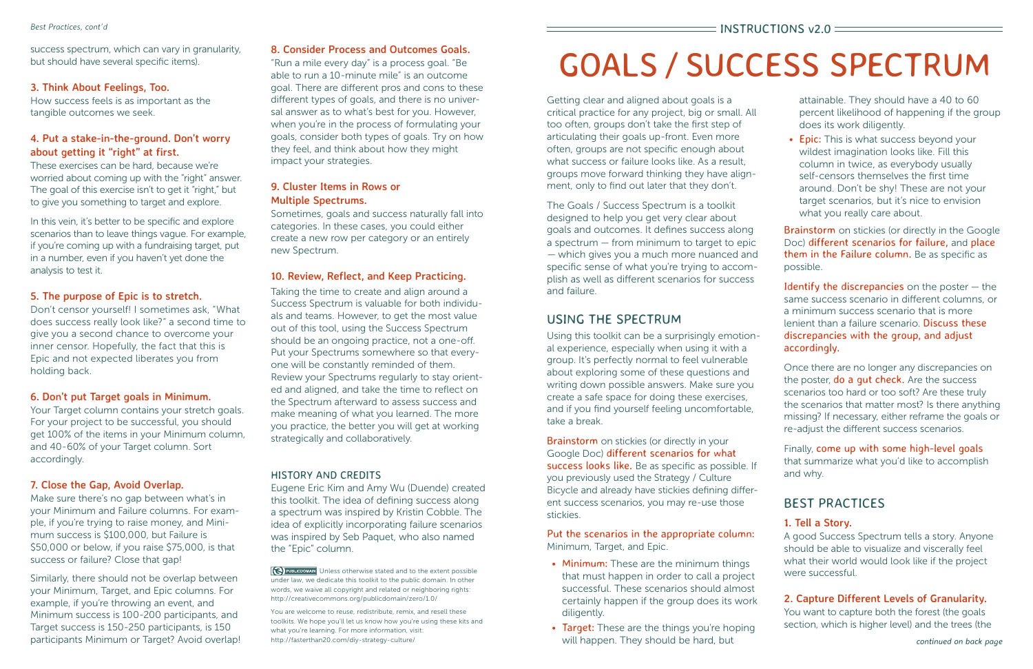INSTRUCTIONS v2.0

# GOALS / SUCCESS SPECTRUM

Getting clear and aligned about goals is a critical practice for any project, big or small. All too often, groups don't take the first step of articulating their goals up-front. Even more often, groups are not specific enough about what success or failure looks like. As a result, groups move forward thinking they have alignment, only to find out later that they don't.

The Goals / Success Spectrum is a toolkit designed to help you get very clear about goals and outcomes. It defines success along a spectrum — from minimum to target to epic — which gives you a much more nuanced and specific sense of what you're trying to accomplish as well as different scenarios for success and failure.

## USING THE SPECTRUM

Using this toolkit can be a surprisingly emotional experience, especially when using it with a group. It's perfectly normal to feel vulnerable about exploring some of these questions and writing down possible answers. Make sure you create a safe space for doing these exercises, and if you find yourself feeling uncomfortable, take a break.

**Brainstorm** on stickies (or directly in your Google Doc) **different scenarios for what success looks like.** Be as specific as possible. If you previously used the Strategy / Culture Bicycle and already have stickies defining different success scenarios, you may re-use those stickies.

**Put the scenarios in the appropriate column:** Minimum, Target, and Epic.

- **Minimum:** These are the minimum things that must happen in order to call a project successful. These scenarios should almost certainly happen if the group does its work diligently.
- **Target:** These are the things you're hoping will happen. They should be hard, but attainable. They should have a 40 to 60 percent likelihood of happening if the group does its work diligently.
- **Epic:** This is what success beyond your wildest imagination looks like. Fill this column in twice, as everybody usually self-censors themselves the first time around. Don't be shy! These are not your target scenarios, but it's nice to envision what you really care about.

**Brainstorm** on stickies (or directly in the Google Doc) **different scenarios for failure,** and **place them in the Failure column.** Be as specific as possible.

**Identify the discrepancies** on the poster — the same success scenario in different columns, or a minimum success scenario that is more lenient than a failure scenario. **Discuss these discrepancies with the group, and adjust accordingly.**

Once there are no longer any discrepancies on the poster, **do a gut check.** Are the success scenarios too hard or too soft? Are these truly the scenarios that matter most? Is there anything missing? If necessary, either reframe the goals or re-adjust the different success scenarios.

Finally, **come up with some high-level goals** that summarize what you'd like to accomplish and why.

## BEST PRACTICES

### 1. Tell a Story.

A good Success Spectrum tells a story. Anyone should be able to visualize and viscerally feel what their world would look like if the project were successful.

### 2. Capture Different Levels of Granularity.

You want to capture both the forest (the goals section, which is higher level) and the trees (the success spectrum, which can vary in granularity, but should have several specific items).

### 3. Think About Feelings, Too.

How success feels is as important as the tangible outcomes we seek.

### 4. Put a stake-in-the-ground. Don't worry about getting it "right" at first.

These exercises can be hard, because we're worried about coming up with the "right" answer. The goal of this exercise isn't to get it "right," but to give you something to target and explore.

In this vein, it's better to be specific and explore scenarios than to leave things vague. For example, if you're coming up with a fundraising target, put in a number, even if you haven't yet done the analysis to test it.

### 5. The purpose of Epic is to stretch.

Don't censor yourself! I sometimes ask, "What does success really look like?" a second time to give you a second chance to overcome your inner censor. Hopefully, the fact that this is Epic and not expected liberates you from holding back.

### 6. Don't put Target goals in Minimum.

Your Target column contains your stretch goals. For your project to be successful, you should get 100% of the items in your Minimum column, and 40-60% of your Target column. Sort accordingly.

### 7. Close the Gap, Avoid Overlap.

Make sure there's no gap between what's in your Minimum and Failure columns. For example, if you're trying to raise money, and Minimum success is $100,000, but Failure is $50,000 or below, if you raise $75,000, is that success or failure? Close that gap!

Similarly, there should not be overlap between your Minimum, Target, and Epic columns. For example, if you're throwing an event, and Minimum success is 100-200 participants, and Target success is 150-250 participants, is 150 participants Minimum or Target? Avoid overlap!

### 8. Consider Process and Outcomes Goals.

"Run a mile every day" is a process goal. "Be able to run a 10-minute mile" is an outcome goal. There are different pros and cons to these different types of goals, and there is no universal answer as to what's best for you. However, when you're in the process of formulating your goals, consider both types of goals. Try on how they feel, and think about how they might impact your strategies.

### 9. Cluster Items in Rows or Multiple Spectrums.

Sometimes, goals and success naturally fall into categories. In these cases, you could either create a new row per category or an entirely new Spectrum.

### 10. Review, Reflect, and Keep Practicing.

Taking the time to create and align around a Success Spectrum is valuable for both individuals and teams. However, to get the most value out of this tool, using the Success Spectrum should be an ongoing practice, not a one-off. Put your Spectrums somewhere so that everyone will be constantly reminded of them. Review your Spectrums regularly to stay oriented and aligned, and take the time to reflect on the Spectrum afterward to assess success and make meaning of what you learned. The more you practice, the better you will get at working strategically and collaboratively.

## HISTORY AND CREDITS

Eugene Eric Kim and Amy Wu (Duende) created this toolkit. The idea of defining success along a spectrum was inspired by Kristin Cobble. The idea of explicitly incorporating failure scenarios was inspired by Seb Paquet, who also named the "Epic" column.

PUBLIC DOMAIN Unless otherwise stated and to the extent possible under law, we dedicate this toolkit to the public domain. In other words, we waive all copyright and related or neighboring rights: http://creativecommons.org/publicdomain/zero/1.0/

You are welcome to reuse, redistribute, remix, and resell these toolkits. We hope you'll let us know how you're using these kits and what you're learning. For more information, visit: http://fasterthan20.com/diy-strategy-culture/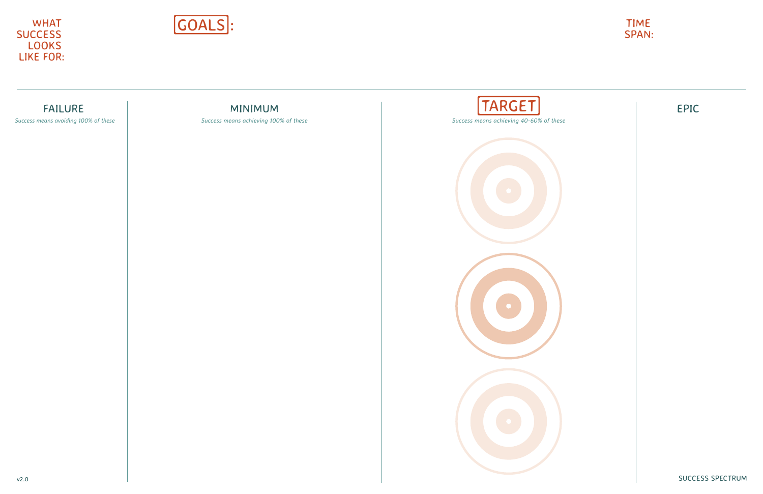WHAT SUCCESS LOOKS LIKE FOR:

**GOALS**:

TIME SPAN:

| FAILURE | MINIMUM | **TARGET** | EPIC |
| --- | --- | --- | --- |
| *Success means avoiding 100% of these* | *Success means achieving 100% of these* | *Success means achieving 40-60% of these* | |

v2.0

SUCCESS SPECTRUM